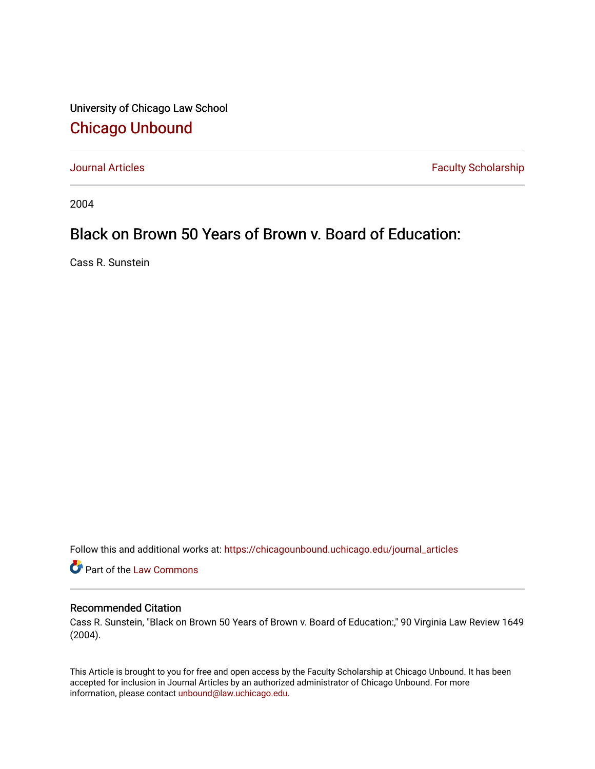University of Chicago Law School

# Chicago Unbound

Journal Articles | Faculty Scholarship

2004

# Black on Brown 50 Years of Brown v. Board of Education:

Cass R. Sunstein

Follow this and additional works at: https://chicagounbound.uchicago.edu/journal_articles

Part of the Law Commons

## Recommended Citation

Cass R. Sunstein, "Black on Brown 50 Years of Brown v. Board of Education:," 90 Virginia Law Review 1649 (2004).

This Article is brought to you for free and open access by the Faculty Scholarship at Chicago Unbound. It has been accepted for inclusion in Journal Articles by an authorized administrator of Chicago Unbound. For more information, please contact unbound@law.uchicago.edu.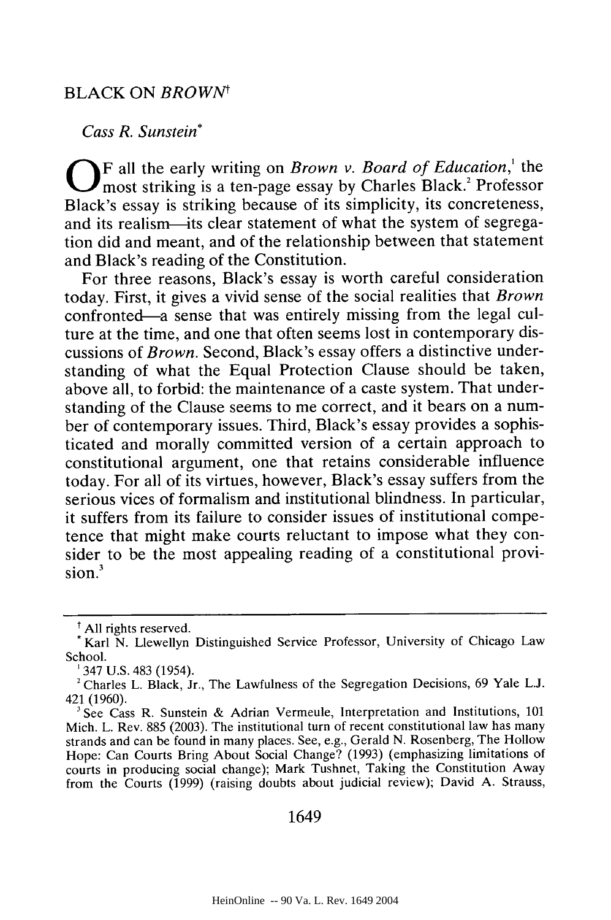## BLACK ON *BROWN*[†]

*Cass R. Sunstein*[*]

OF all the early writing on *Brown v. Board of Education*,[1] the most striking is a ten-page essay by Charles Black.[2] Professor Black's essay is striking because of its simplicity, its concreteness, and its realism—its clear statement of what the system of segregation did and meant, and of the relationship between that statement and Black's reading of the Constitution.

For three reasons, Black's essay is worth careful consideration today. First, it gives a vivid sense of the social realities that *Brown* confronted—a sense that was entirely missing from the legal culture at the time, and one that often seems lost in contemporary discussions of *Brown*. Second, Black's essay offers a distinctive understanding of what the Equal Protection Clause should be taken, above all, to forbid: the maintenance of a caste system. That understanding of the Clause seems to me correct, and it bears on a number of contemporary issues. Third, Black's essay provides a sophisticated and morally committed version of a certain approach to constitutional argument, one that retains considerable influence today. For all of its virtues, however, Black's essay suffers from the serious vices of formalism and institutional blindness. In particular, it suffers from its failure to consider issues of institutional competence that might make courts reluctant to impose what they consider to be the most appealing reading of a constitutional provision.[3]

---

[†] All rights reserved.

[*] Karl N. Llewellyn Distinguished Service Professor, University of Chicago Law School.

[1] 347 U.S. 483 (1954).

[2] Charles L. Black, Jr., The Lawfulness of the Segregation Decisions, 69 Yale L.J. 421 (1960).

[3] See Cass R. Sunstein & Adrian Vermeule, Interpretation and Institutions, 101 Mich. L. Rev. 885 (2003). The institutional turn of recent constitutional law has many strands and can be found in many places. See, e.g., Gerald N. Rosenberg, The Hollow Hope: Can Courts Bring About Social Change? (1993) (emphasizing limitations of courts in producing social change); Mark Tushnet, Taking the Constitution Away from the Courts (1999) (raising doubts about judicial review); David A. Strauss,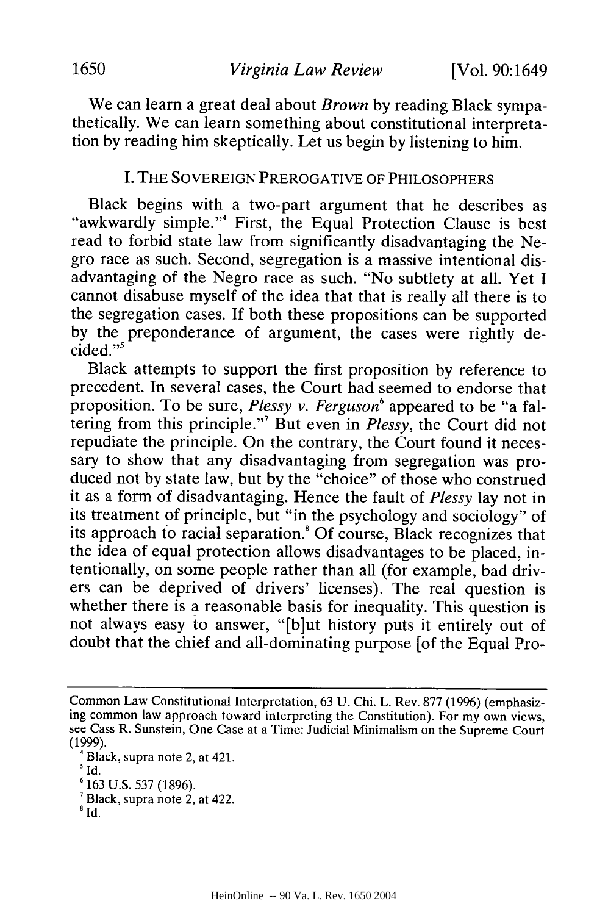We can learn a great deal about *Brown* by reading Black sympathetically. We can learn something about constitutional interpretation by reading him skeptically. Let us begin by listening to him.

## I. THE SOVEREIGN PREROGATIVE OF PHILOSOPHERS

Black begins with a two-part argument that he describes as "awkwardly simple."[4] First, the Equal Protection Clause is best read to forbid state law from significantly disadvantaging the Negro race as such. Second, segregation is a massive intentional disadvantaging of the Negro race as such. "No subtlety at all. Yet I cannot disabuse myself of the idea that that is really all there is to the segregation cases. If both these propositions can be supported by the preponderance of argument, the cases were rightly decided."[5]

Black attempts to support the first proposition by reference to precedent. In several cases, the Court had seemed to endorse that proposition. To be sure, *Plessy v. Ferguson*[6] appeared to be "a faltering from this principle."[7] But even in *Plessy*, the Court did not repudiate the principle. On the contrary, the Court found it necessary to show that any disadvantaging from segregation was produced not by state law, but by the "choice" of those who construed it as a form of disadvantaging. Hence the fault of *Plessy* lay not in its treatment of principle, but "in the psychology and sociology" of its approach to racial separation.[8] Of course, Black recognizes that the idea of equal protection allows disadvantages to be placed, intentionally, on some people rather than all (for example, bad drivers can be deprived of drivers' licenses). The real question is whether there is a reasonable basis for inequality. This question is not always easy to answer, "[b]ut history puts it entirely out of doubt that the chief and all-dominating purpose [of the Equal Pro-

---

Common Law Constitutional Interpretation, 63 U. Chi. L. Rev. 877 (1996) (emphasizing common law approach toward interpreting the Constitution). For my own views, see Cass R. Sunstein, One Case at a Time: Judicial Minimalism on the Supreme Court (1999).

[4] Black, supra note 2, at 421.

[5] Id.

[6] 163 U.S. 537 (1896).

[7] Black, supra note 2, at 422.

[8] Id.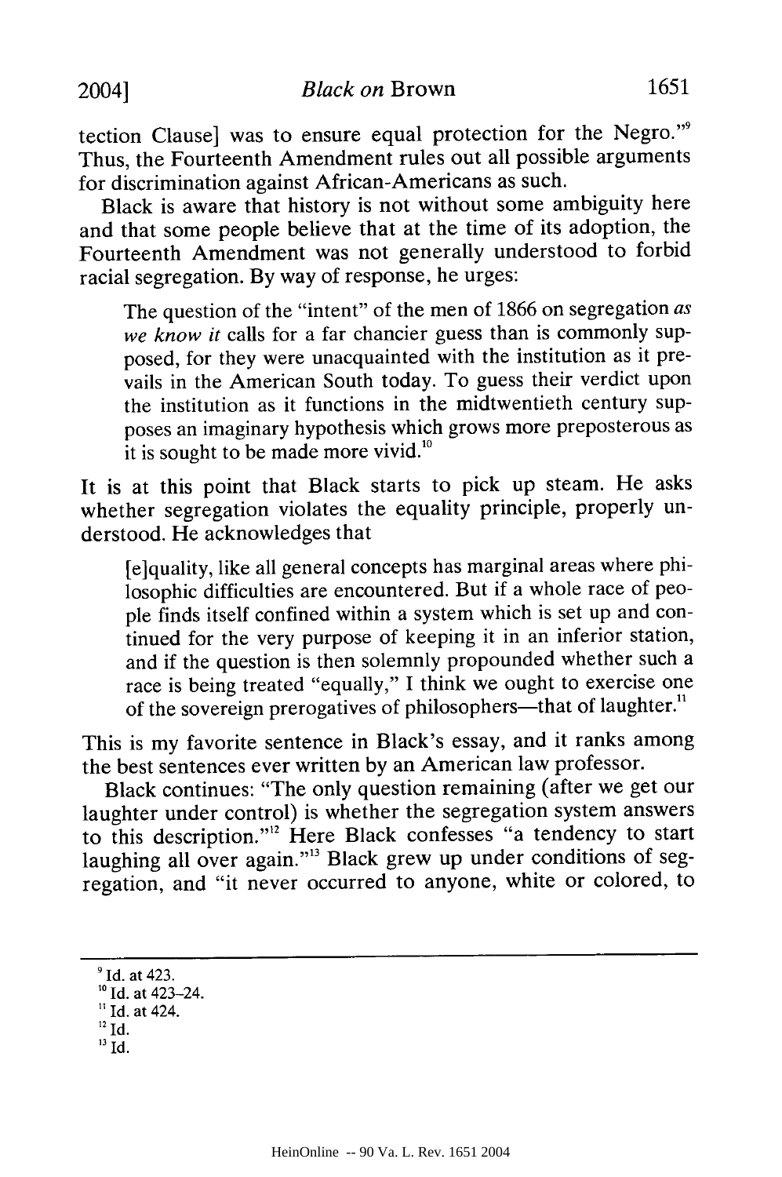tection Clause] was to ensure equal protection for the Negro."[9] Thus, the Fourteenth Amendment rules out all possible arguments for discrimination against African-Americans as such.

Black is aware that history is not without some ambiguity here and that some people believe that at the time of its adoption, the Fourteenth Amendment was not generally understood to forbid racial segregation. By way of response, he urges:

> The question of the "intent" of the men of 1866 on segregation *as we know it* calls for a far chancier guess than is commonly supposed, for they were unacquainted with the institution as it prevails in the American South today. To guess their verdict upon the institution as it functions in the midtwentieth century supposes an imaginary hypothesis which grows more preposterous as it is sought to be made more vivid.[10]

It is at this point that Black starts to pick up steam. He asks whether segregation violates the equality principle, properly understood. He acknowledges that

> [e]quality, like all general concepts has marginal areas where philosophic difficulties are encountered. But if a whole race of people finds itself confined within a system which is set up and continued for the very purpose of keeping it in an inferior station, and if the question is then solemnly propounded whether such a race is being treated "equally," I think we ought to exercise one of the sovereign prerogatives of philosophers—that of laughter.[11]

This is my favorite sentence in Black's essay, and it ranks among the best sentences ever written by an American law professor.

Black continues: "The only question remaining (after we get our laughter under control) is whether the segregation system answers to this description."[12] Here Black confesses "a tendency to start laughing all over again."[13] Black grew up under conditions of segregation, and "it never occurred to anyone, white or colored, to

---

[9] Id. at 423.

[10] Id. at 423–24.

[11] Id. at 424.

[12] Id.

[13] Id.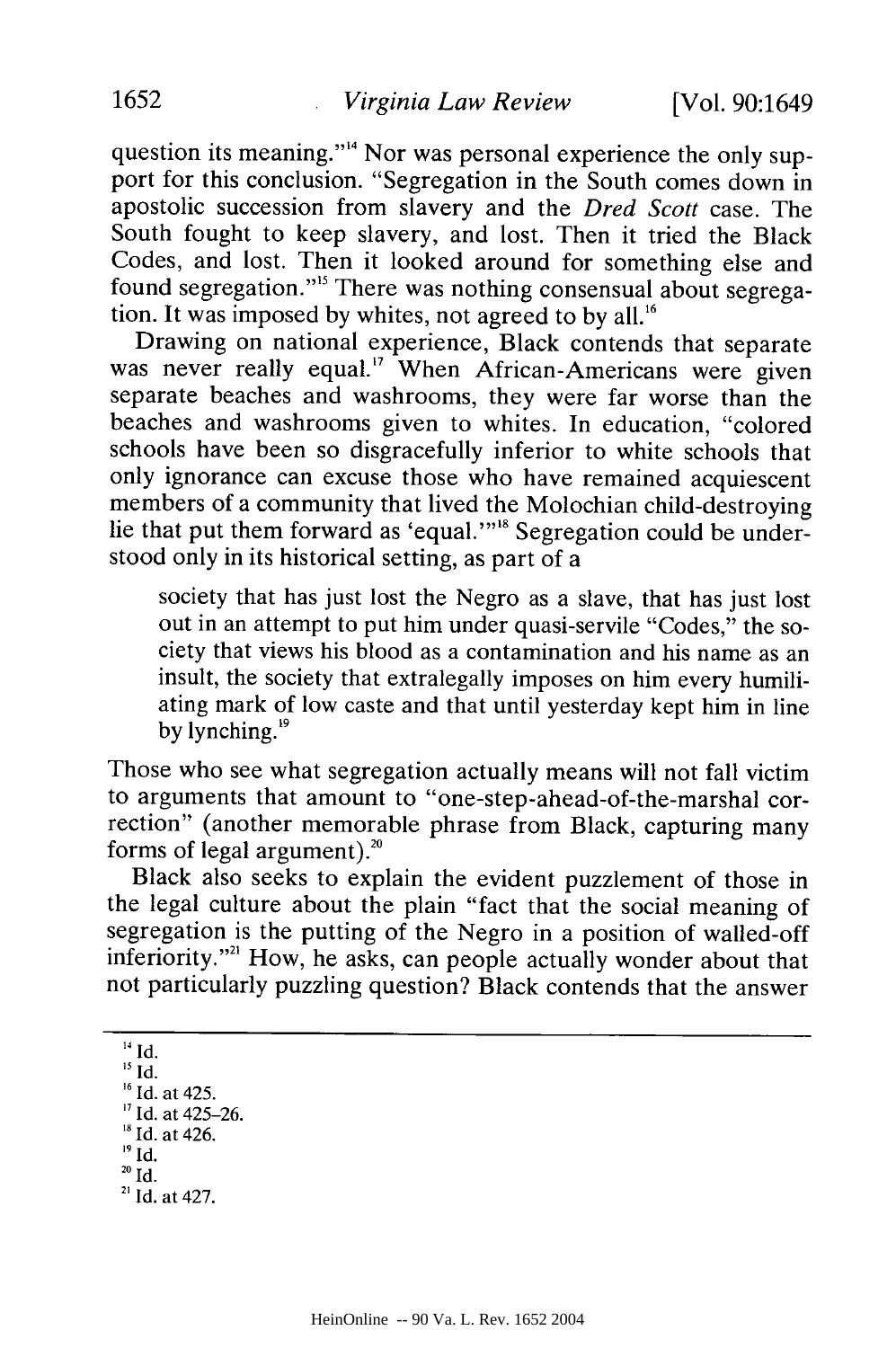question its meaning."[14] Nor was personal experience the only support for this conclusion. "Segregation in the South comes down in apostolic succession from slavery and the *Dred Scott* case. The South fought to keep slavery, and lost. Then it tried the Black Codes, and lost. Then it looked around for something else and found segregation."[15] There was nothing consensual about segregation. It was imposed by whites, not agreed to by all.[16]

Drawing on national experience, Black contends that separate was never really equal.[17] When African-Americans were given separate beaches and washrooms, they were far worse than the beaches and washrooms given to whites. In education, "colored schools have been so disgracefully inferior to white schools that only ignorance can excuse those who have remained acquiescent members of a community that lived the Molochian child-destroying lie that put them forward as 'equal.'"[18] Segregation could be understood only in its historical setting, as part of a

> society that has just lost the Negro as a slave, that has just lost out in an attempt to put him under quasi-servile "Codes," the society that views his blood as a contamination and his name as an insult, the society that extralegally imposes on him every humiliating mark of low caste and that until yesterday kept him in line by lynching.[19]

Those who see what segregation actually means will not fall victim to arguments that amount to "one-step-ahead-of-the-marshal correction" (another memorable phrase from Black, capturing many forms of legal argument).[20]

Black also seeks to explain the evident puzzlement of those in the legal culture about the plain "fact that the social meaning of segregation is the putting of the Negro in a position of walled-off inferiority."[21] How, he asks, can people actually wonder about that not particularly puzzling question? Black contends that the answer

---

[14] Id.

[15] Id.

[16] Id. at 425.

[17] Id. at 425–26.

[18] Id. at 426.

[19] Id.

[20] Id.

[21] Id. at 427.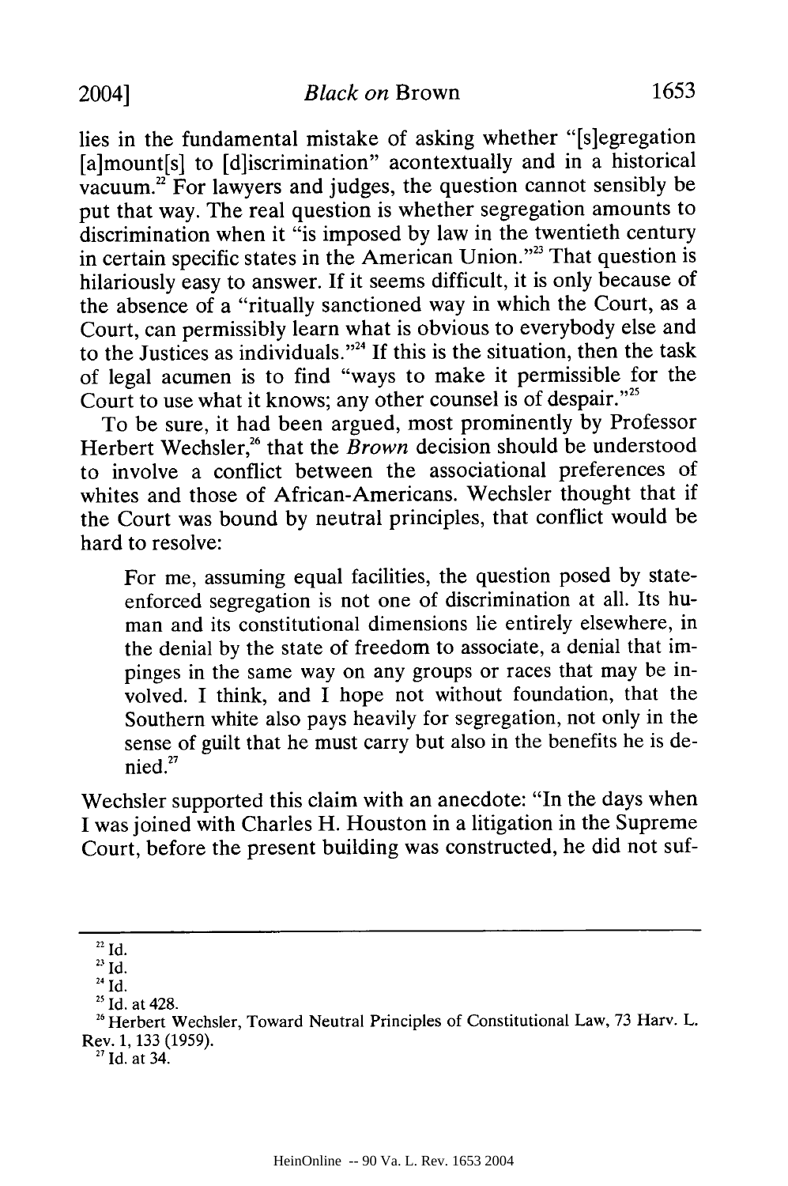lies in the fundamental mistake of asking whether "[s]egregation [a]mount[s] to [d]iscrimination" acontextually and in a historical vacuum.[22] For lawyers and judges, the question cannot sensibly be put that way. The real question is whether segregation amounts to discrimination when it "is imposed by law in the twentieth century in certain specific states in the American Union."[23] That question is hilariously easy to answer. If it seems difficult, it is only because of the absence of a "ritually sanctioned way in which the Court, as a Court, can permissibly learn what is obvious to everybody else and to the Justices as individuals."[24] If this is the situation, then the task of legal acumen is to find "ways to make it permissible for the Court to use what it knows; any other counsel is of despair."[25]

To be sure, it had been argued, most prominently by Professor Herbert Wechsler,[26] that the *Brown* decision should be understood to involve a conflict between the associational preferences of whites and those of African-Americans. Wechsler thought that if the Court was bound by neutral principles, that conflict would be hard to resolve:

> For me, assuming equal facilities, the question posed by state-enforced segregation is not one of discrimination at all. Its human and its constitutional dimensions lie entirely elsewhere, in the denial by the state of freedom to associate, a denial that impinges in the same way on any groups or races that may be involved. I think, and I hope not without foundation, that the Southern white also pays heavily for segregation, not only in the sense of guilt that he must carry but also in the benefits he is denied.[27]

Wechsler supported this claim with an anecdote: "In the days when I was joined with Charles H. Houston in a litigation in the Supreme Court, before the present building was constructed, he did not suf-

---

[22] Id.

[23] Id.

[24] Id.

[25] Id. at 428.

[26] Herbert Wechsler, Toward Neutral Principles of Constitutional Law, 73 Harv. L. Rev. 1, 133 (1959).

[27] Id. at 34.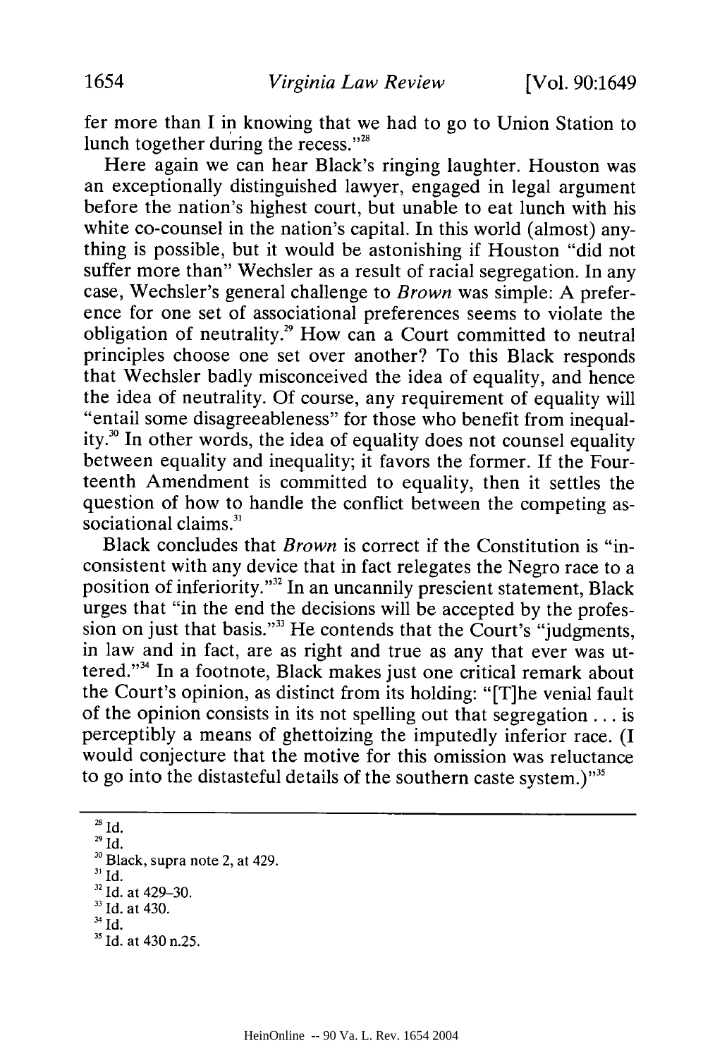fer more than I in knowing that we had to go to Union Station to lunch together during the recess."[28]

Here again we can hear Black's ringing laughter. Houston was an exceptionally distinguished lawyer, engaged in legal argument before the nation's highest court, but unable to eat lunch with his white co-counsel in the nation's capital. In this world (almost) anything is possible, but it would be astonishing if Houston "did not suffer more than" Wechsler as a result of racial segregation. In any case, Wechsler's general challenge to *Brown* was simple: A preference for one set of associational preferences seems to violate the obligation of neutrality.[29] How can a Court committed to neutral principles choose one set over another? To this Black responds that Wechsler badly misconceived the idea of equality, and hence the idea of neutrality. Of course, any requirement of equality will "entail some disagreeableness" for those who benefit from inequality.[30] In other words, the idea of equality does not counsel equality between equality and inequality; it favors the former. If the Fourteenth Amendment is committed to equality, then it settles the question of how to handle the conflict between the competing associational claims.[31]

Black concludes that *Brown* is correct if the Constitution is "inconsistent with any device that in fact relegates the Negro race to a position of inferiority."[32] In an uncannily prescient statement, Black urges that "in the end the decisions will be accepted by the profession on just that basis."[33] He contends that the Court's "judgments, in law and in fact, are as right and true as any that ever was uttered."[34] In a footnote, Black makes just one critical remark about the Court's opinion, as distinct from its holding: "[T]he venial fault of the opinion consists in its not spelling out that segregation . . . is perceptibly a means of ghettoizing the imputedly inferior race. (I would conjecture that the motive for this omission was reluctance to go into the distasteful details of the southern caste system.)"[35]

---

[28] Id.

[29] Id.

[30] Black, supra note 2, at 429.

[31] Id.

[32] Id. at 429–30.

[33] Id. at 430.

[34] Id.

[35] Id. at 430 n.25.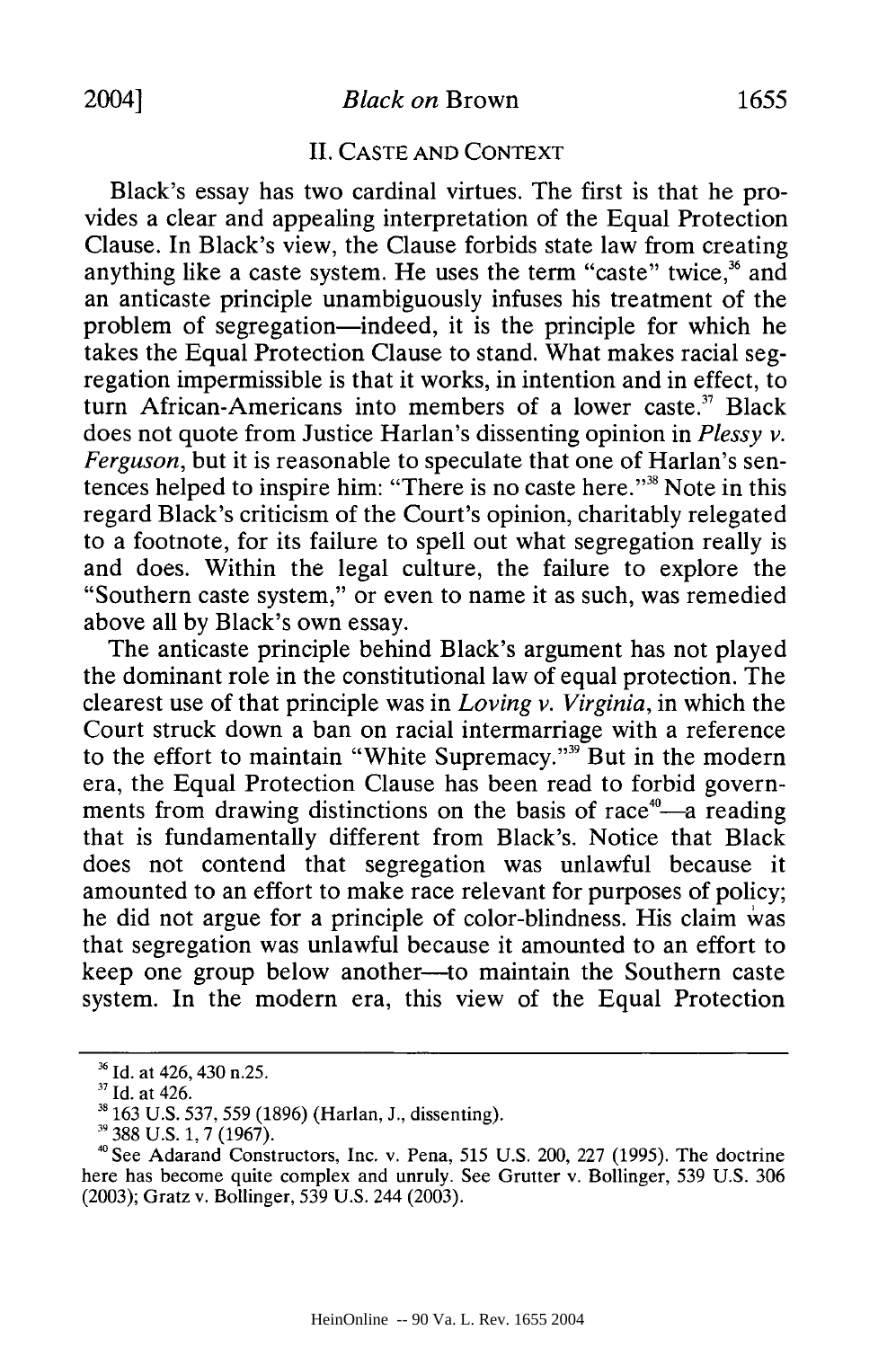## II. CASTE AND CONTEXT

Black's essay has two cardinal virtues. The first is that he provides a clear and appealing interpretation of the Equal Protection Clause. In Black's view, the Clause forbids state law from creating anything like a caste system. He uses the term "caste" twice,[36] and an anticaste principle unambiguously infuses his treatment of the problem of segregation—indeed, it is the principle for which he takes the Equal Protection Clause to stand. What makes racial segregation impermissible is that it works, in intention and in effect, to turn African-Americans into members of a lower caste.[37] Black does not quote from Justice Harlan's dissenting opinion in *Plessy v. Ferguson*, but it is reasonable to speculate that one of Harlan's sentences helped to inspire him: "There is no caste here."[38] Note in this regard Black's criticism of the Court's opinion, charitably relegated to a footnote, for its failure to spell out what segregation really is and does. Within the legal culture, the failure to explore the "Southern caste system," or even to name it as such, was remedied above all by Black's own essay.

The anticaste principle behind Black's argument has not played the dominant role in the constitutional law of equal protection. The clearest use of that principle was in *Loving v. Virginia*, in which the Court struck down a ban on racial intermarriage with a reference to the effort to maintain "White Supremacy."[39] But in the modern era, the Equal Protection Clause has been read to forbid governments from drawing distinctions on the basis of race[40]—a reading that is fundamentally different from Black's. Notice that Black does not contend that segregation was unlawful because it amounted to an effort to make race relevant for purposes of policy; he did not argue for a principle of color-blindness. His claim was that segregation was unlawful because it amounted to an effort to keep one group below another—to maintain the Southern caste system. In the modern era, this view of the Equal Protection

---

[36] Id. at 426, 430 n.25.

[37] Id. at 426.

[38] 163 U.S. 537, 559 (1896) (Harlan, J., dissenting).

[39] 388 U.S. 1, 7 (1967).

[40] See Adarand Constructors, Inc. v. Pena, 515 U.S. 200, 227 (1995). The doctrine here has become quite complex and unruly. See Grutter v. Bollinger, 539 U.S. 306 (2003); Gratz v. Bollinger, 539 U.S. 244 (2003).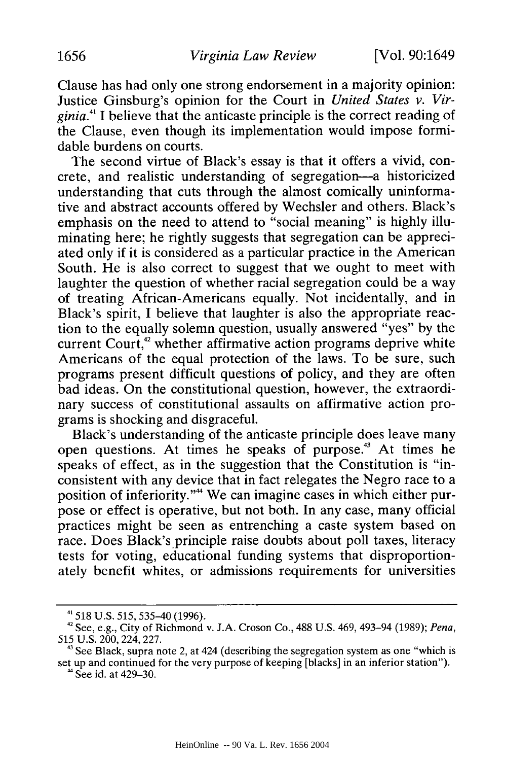Clause has had only one strong endorsement in a majority opinion: Justice Ginsburg's opinion for the Court in *United States v. Virginia*.[41] I believe that the anticaste principle is the correct reading of the Clause, even though its implementation would impose formidable burdens on courts.

The second virtue of Black's essay is that it offers a vivid, concrete, and realistic understanding of segregation—a historicized understanding that cuts through the almost comically uninformative and abstract accounts offered by Wechsler and others. Black's emphasis on the need to attend to "social meaning" is highly illuminating here; he rightly suggests that segregation can be appreciated only if it is considered as a particular practice in the American South. He is also correct to suggest that we ought to meet with laughter the question of whether racial segregation could be a way of treating African-Americans equally. Not incidentally, and in Black's spirit, I believe that laughter is also the appropriate reaction to the equally solemn question, usually answered "yes" by the current Court,[42] whether affirmative action programs deprive white Americans of the equal protection of the laws. To be sure, such programs present difficult questions of policy, and they are often bad ideas. On the constitutional question, however, the extraordinary success of constitutional assaults on affirmative action programs is shocking and disgraceful.

Black's understanding of the anticaste principle does leave many open questions. At times he speaks of purpose.[43] At times he speaks of effect, as in the suggestion that the Constitution is "inconsistent with any device that in fact relegates the Negro race to a position of inferiority."[44] We can imagine cases in which either purpose or effect is operative, but not both. In any case, many official practices might be seen as entrenching a caste system based on race. Does Black's principle raise doubts about poll taxes, literacy tests for voting, educational funding systems that disproportionately benefit whites, or admissions requirements for universities

---

[41] 518 U.S. 515, 535–40 (1996).

[42] See, e.g., City of Richmond v. J.A. Croson Co., 488 U.S. 469, 493–94 (1989); *Pena*, 515 U.S. 200, 224, 227.

[43] See Black, supra note 2, at 424 (describing the segregation system as one "which is set up and continued for the very purpose of keeping [blacks] in an inferior station").

[44] See id. at 429–30.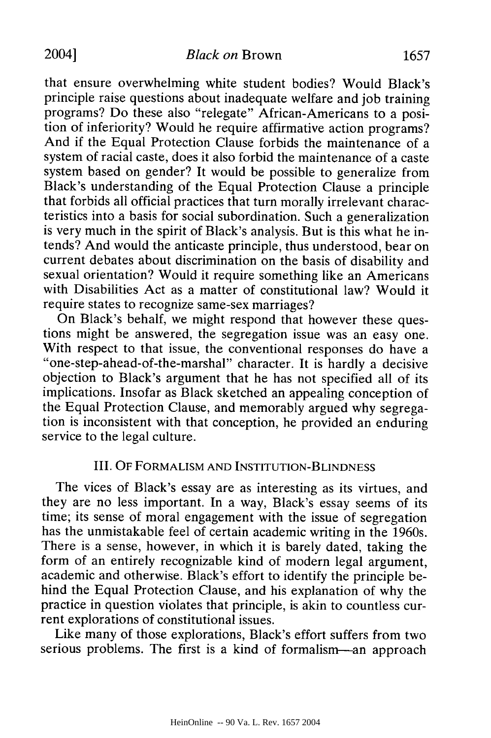that ensure overwhelming white student bodies? Would Black's principle raise questions about inadequate welfare and job training programs? Do these also "relegate" African-Americans to a position of inferiority? Would he require affirmative action programs? And if the Equal Protection Clause forbids the maintenance of a system of racial caste, does it also forbid the maintenance of a caste system based on gender? It would be possible to generalize from Black's understanding of the Equal Protection Clause a principle that forbids all official practices that turn morally irrelevant characteristics into a basis for social subordination. Such a generalization is very much in the spirit of Black's analysis. But is this what he intends? And would the anticaste principle, thus understood, bear on current debates about discrimination on the basis of disability and sexual orientation? Would it require something like an Americans with Disabilities Act as a matter of constitutional law? Would it require states to recognize same-sex marriages?

On Black's behalf, we might respond that however these questions might be answered, the segregation issue was an easy one. With respect to that issue, the conventional responses do have a "one-step-ahead-of-the-marshal" character. It is hardly a decisive objection to Black's argument that he has not specified all of its implications. Insofar as Black sketched an appealing conception of the Equal Protection Clause, and memorably argued why segregation is inconsistent with that conception, he provided an enduring service to the legal culture.

## III. OF FORMALISM AND INSTITUTION-BLINDNESS

The vices of Black's essay are as interesting as its virtues, and they are no less important. In a way, Black's essay seems of its time; its sense of moral engagement with the issue of segregation has the unmistakable feel of certain academic writing in the 1960s. There is a sense, however, in which it is barely dated, taking the form of an entirely recognizable kind of modern legal argument, academic and otherwise. Black's effort to identify the principle behind the Equal Protection Clause, and his explanation of why the practice in question violates that principle, is akin to countless current explorations of constitutional issues.

Like many of those explorations, Black's effort suffers from two serious problems. The first is a kind of formalism—an approach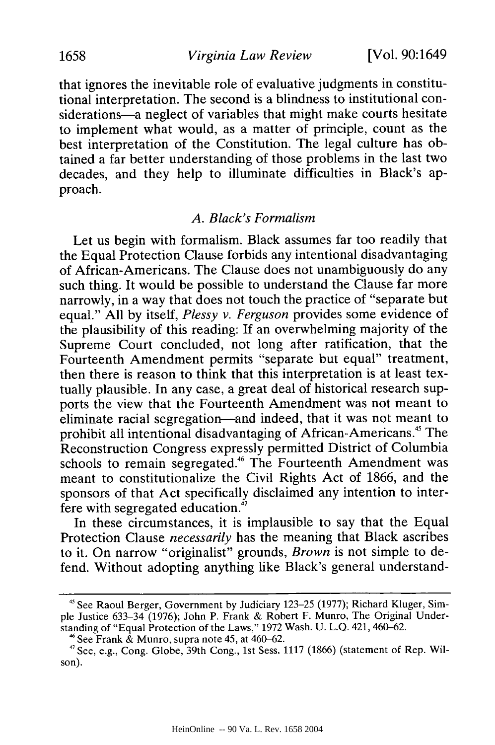that ignores the inevitable role of evaluative judgments in constitutional interpretation. The second is a blindness to institutional considerations—a neglect of variables that might make courts hesitate to implement what would, as a matter of principle, count as the best interpretation of the Constitution. The legal culture has obtained a far better understanding of those problems in the last two decades, and they help to illuminate difficulties in Black's approach.

### A. Black's Formalism

Let us begin with formalism. Black assumes far too readily that the Equal Protection Clause forbids any intentional disadvantaging of African-Americans. The Clause does not unambiguously do any such thing. It would be possible to understand the Clause far more narrowly, in a way that does not touch the practice of "separate but equal." All by itself, *Plessy v. Ferguson* provides some evidence of the plausibility of this reading: If an overwhelming majority of the Supreme Court concluded, not long after ratification, that the Fourteenth Amendment permits "separate but equal" treatment, then there is reason to think that this interpretation is at least textually plausible. In any case, a great deal of historical research supports the view that the Fourteenth Amendment was not meant to eliminate racial segregation—and indeed, that it was not meant to prohibit all intentional disadvantaging of African-Americans.[45] The Reconstruction Congress expressly permitted District of Columbia schools to remain segregated.[46] The Fourteenth Amendment was meant to constitutionalize the Civil Rights Act of 1866, and the sponsors of that Act specifically disclaimed any intention to interfere with segregated education.[47]

In these circumstances, it is implausible to say that the Equal Protection Clause *necessarily* has the meaning that Black ascribes to it. On narrow "originalist" grounds, *Brown* is not simple to defend. Without adopting anything like Black's general understand-

---

[45] See Raoul Berger, Government by Judiciary 123–25 (1977); Richard Kluger, Simple Justice 633–34 (1976); John P. Frank & Robert F. Munro, The Original Understanding of "Equal Protection of the Laws," 1972 Wash. U. L.Q. 421, 460–62.

[46] See Frank & Munro, supra note 45, at 460–62.

[47] See, e.g., Cong. Globe, 39th Cong., 1st Sess. 1117 (1866) (statement of Rep. Wilson).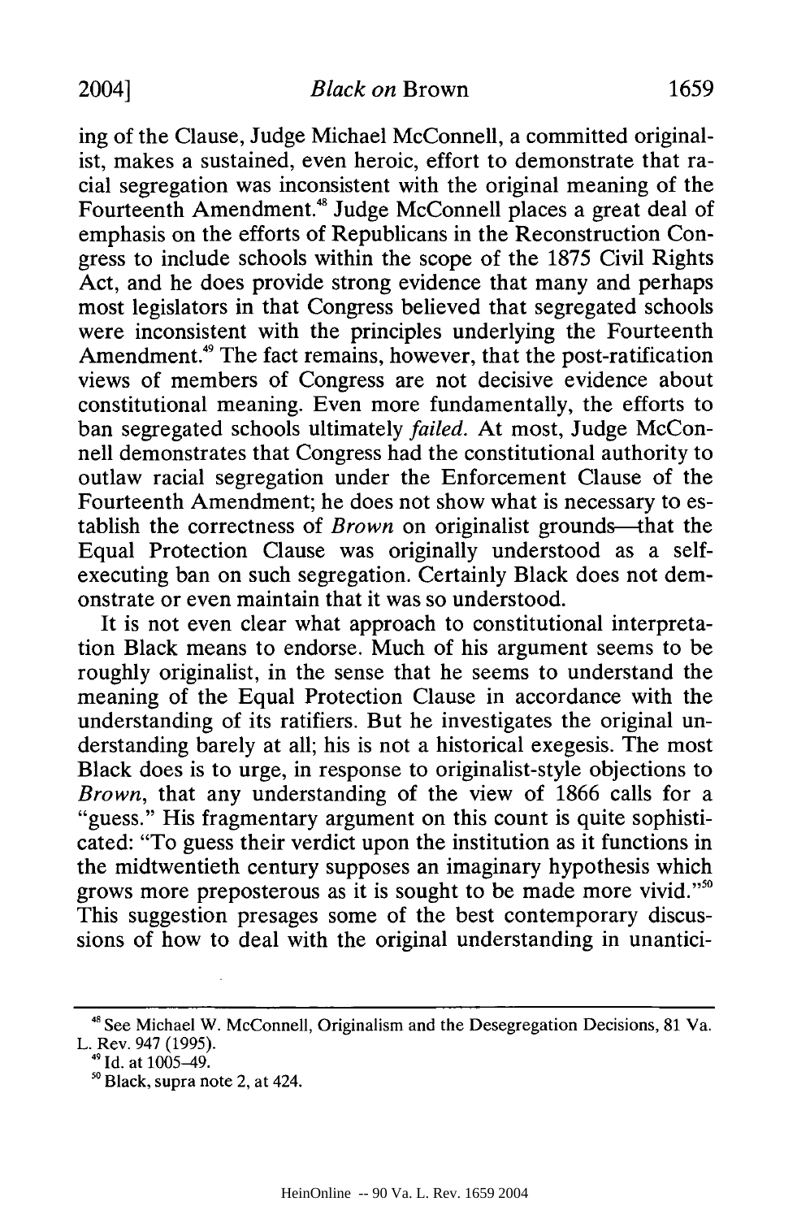ing of the Clause, Judge Michael McConnell, a committed originalist, makes a sustained, even heroic, effort to demonstrate that racial segregation was inconsistent with the original meaning of the Fourteenth Amendment.[48] Judge McConnell places a great deal of emphasis on the efforts of Republicans in the Reconstruction Congress to include schools within the scope of the 1875 Civil Rights Act, and he does provide strong evidence that many and perhaps most legislators in that Congress believed that segregated schools were inconsistent with the principles underlying the Fourteenth Amendment.[49] The fact remains, however, that the post-ratification views of members of Congress are not decisive evidence about constitutional meaning. Even more fundamentally, the efforts to ban segregated schools ultimately *failed*. At most, Judge McConnell demonstrates that Congress had the constitutional authority to outlaw racial segregation under the Enforcement Clause of the Fourteenth Amendment; he does not show what is necessary to establish the correctness of *Brown* on originalist grounds—that the Equal Protection Clause was originally understood as a self-executing ban on such segregation. Certainly Black does not demonstrate or even maintain that it was so understood.

It is not even clear what approach to constitutional interpretation Black means to endorse. Much of his argument seems to be roughly originalist, in the sense that he seems to understand the meaning of the Equal Protection Clause in accordance with the understanding of its ratifiers. But he investigates the original understanding barely at all; his is not a historical exegesis. The most Black does is to urge, in response to originalist-style objections to *Brown*, that any understanding of the view of 1866 calls for a "guess." His fragmentary argument on this count is quite sophisticated: "To guess their verdict upon the institution as it functions in the midtwentieth century supposes an imaginary hypothesis which grows more preposterous as it is sought to be made more vivid."[50] This suggestion presages some of the best contemporary discussions of how to deal with the original understanding in unantici-

---

[48] See Michael W. McConnell, Originalism and the Desegregation Decisions, 81 Va. L. Rev. 947 (1995).

[49] Id. at 1005–49.

[50] Black, supra note 2, at 424.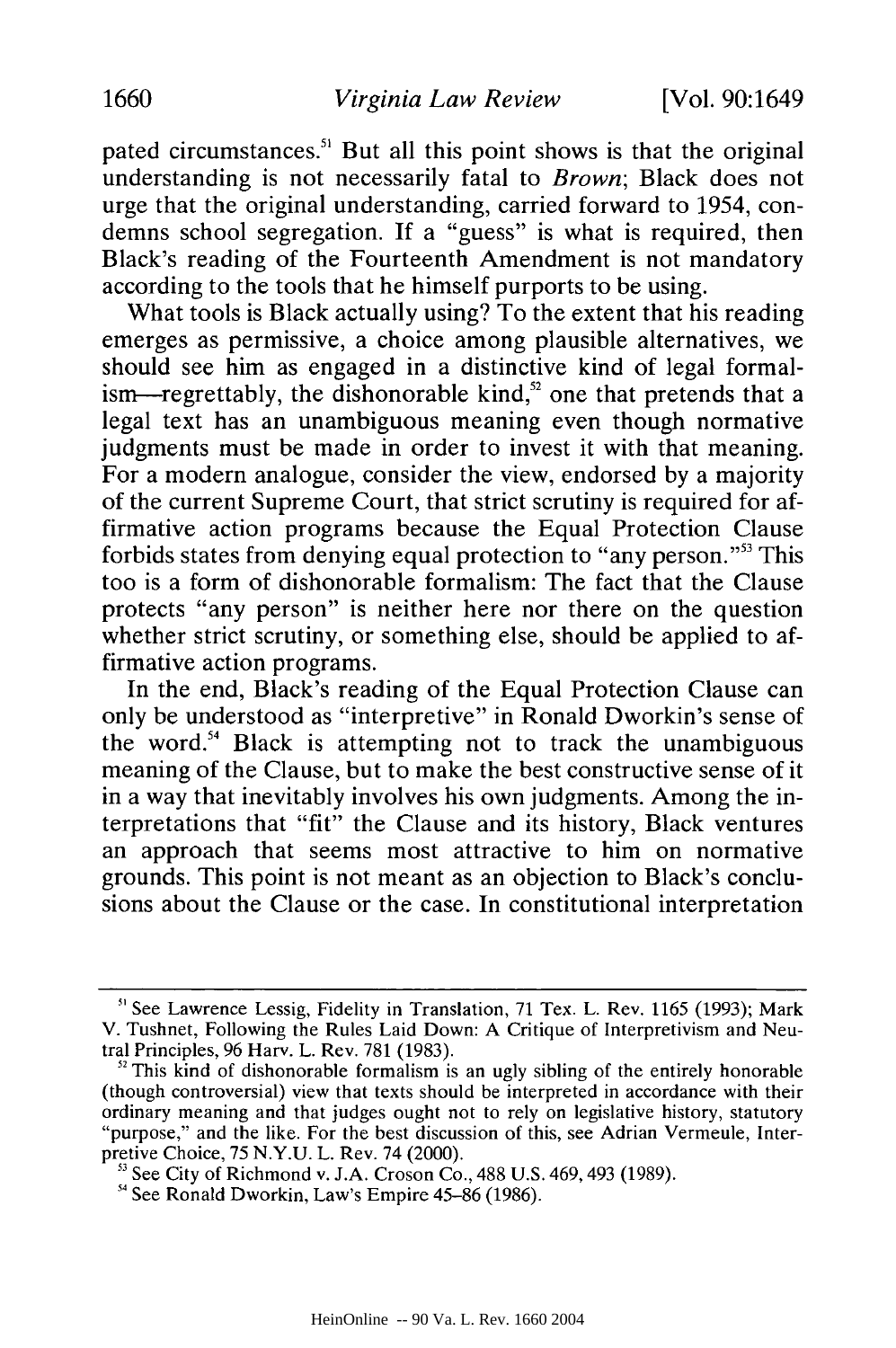pated circumstances.[51] But all this point shows is that the original understanding is not necessarily fatal to *Brown*; Black does not urge that the original understanding, carried forward to 1954, condemns school segregation. If a "guess" is what is required, then Black's reading of the Fourteenth Amendment is not mandatory according to the tools that he himself purports to be using.

What tools is Black actually using? To the extent that his reading emerges as permissive, a choice among plausible alternatives, we should see him as engaged in a distinctive kind of legal formalism—regrettably, the dishonorable kind,[52] one that pretends that a legal text has an unambiguous meaning even though normative judgments must be made in order to invest it with that meaning. For a modern analogue, consider the view, endorsed by a majority of the current Supreme Court, that strict scrutiny is required for affirmative action programs because the Equal Protection Clause forbids states from denying equal protection to "any person."[53] This too is a form of dishonorable formalism: The fact that the Clause protects "any person" is neither here nor there on the question whether strict scrutiny, or something else, should be applied to affirmative action programs.

In the end, Black's reading of the Equal Protection Clause can only be understood as "interpretive" in Ronald Dworkin's sense of the word.[54] Black is attempting not to track the unambiguous meaning of the Clause, but to make the best constructive sense of it in a way that inevitably involves his own judgments. Among the interpretations that "fit" the Clause and its history, Black ventures an approach that seems most attractive to him on normative grounds. This point is not meant as an objection to Black's conclusions about the Clause or the case. In constitutional interpretation

---

[51] See Lawrence Lessig, Fidelity in Translation, 71 Tex. L. Rev. 1165 (1993); Mark V. Tushnet, Following the Rules Laid Down: A Critique of Interpretivism and Neutral Principles, 96 Harv. L. Rev. 781 (1983).

[52] This kind of dishonorable formalism is an ugly sibling of the entirely honorable (though controversial) view that texts should be interpreted in accordance with their ordinary meaning and that judges ought not to rely on legislative history, statutory "purpose," and the like. For the best discussion of this, see Adrian Vermeule, Interpretive Choice, 75 N.Y.U. L. Rev. 74 (2000).

[53] See City of Richmond v. J.A. Croson Co., 488 U.S. 469, 493 (1989).

[54] See Ronald Dworkin, Law's Empire 45–86 (1986).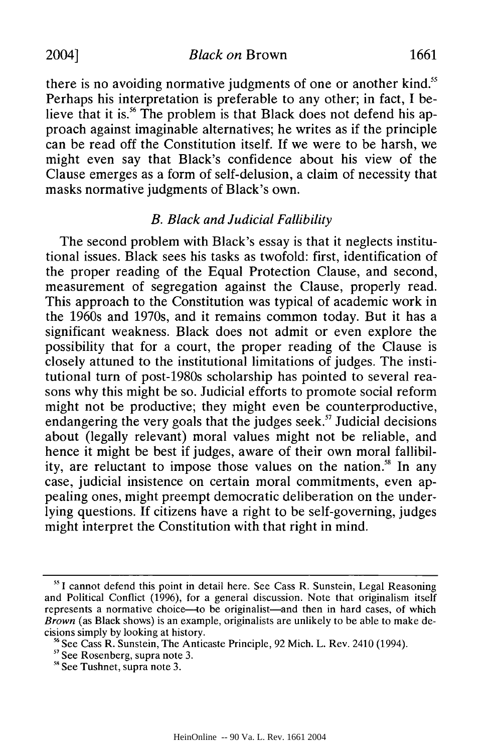there is no avoiding normative judgments of one or another kind.[55] Perhaps his interpretation is preferable to any other; in fact, I believe that it is.[56] The problem is that Black does not defend his approach against imaginable alternatives; he writes as if the principle can be read off the Constitution itself. If we were to be harsh, we might even say that Black's confidence about his view of the Clause emerges as a form of self-delusion, a claim of necessity that masks normative judgments of Black's own.

### *B. Black and Judicial Fallibility*

The second problem with Black's essay is that it neglects institutional issues. Black sees his tasks as twofold: first, identification of the proper reading of the Equal Protection Clause, and second, measurement of segregation against the Clause, properly read. This approach to the Constitution was typical of academic work in the 1960s and 1970s, and it remains common today. But it has a significant weakness. Black does not admit or even explore the possibility that for a court, the proper reading of the Clause is closely attuned to the institutional limitations of judges. The institutional turn of post-1980s scholarship has pointed to several reasons why this might be so. Judicial efforts to promote social reform might not be productive; they might even be counterproductive, endangering the very goals that the judges seek.[57] Judicial decisions about (legally relevant) moral values might not be reliable, and hence it might be best if judges, aware of their own moral fallibility, are reluctant to impose those values on the nation.[58] In any case, judicial insistence on certain moral commitments, even appealing ones, might preempt democratic deliberation on the underlying questions. If citizens have a right to be self-governing, judges might interpret the Constitution with that right in mind.

---

[55] I cannot defend this point in detail here. See Cass R. Sunstein, Legal Reasoning and Political Conflict (1996), for a general discussion. Note that originalism itself represents a normative choice—to be originalist—and then in hard cases, of which *Brown* (as Black shows) is an example, originalists are unlikely to be able to make decisions simply by looking at history.

[56] See Cass R. Sunstein, The Anticaste Principle, 92 Mich. L. Rev. 2410 (1994).

[57] See Rosenberg, supra note 3.

[58] See Tushnet, supra note 3.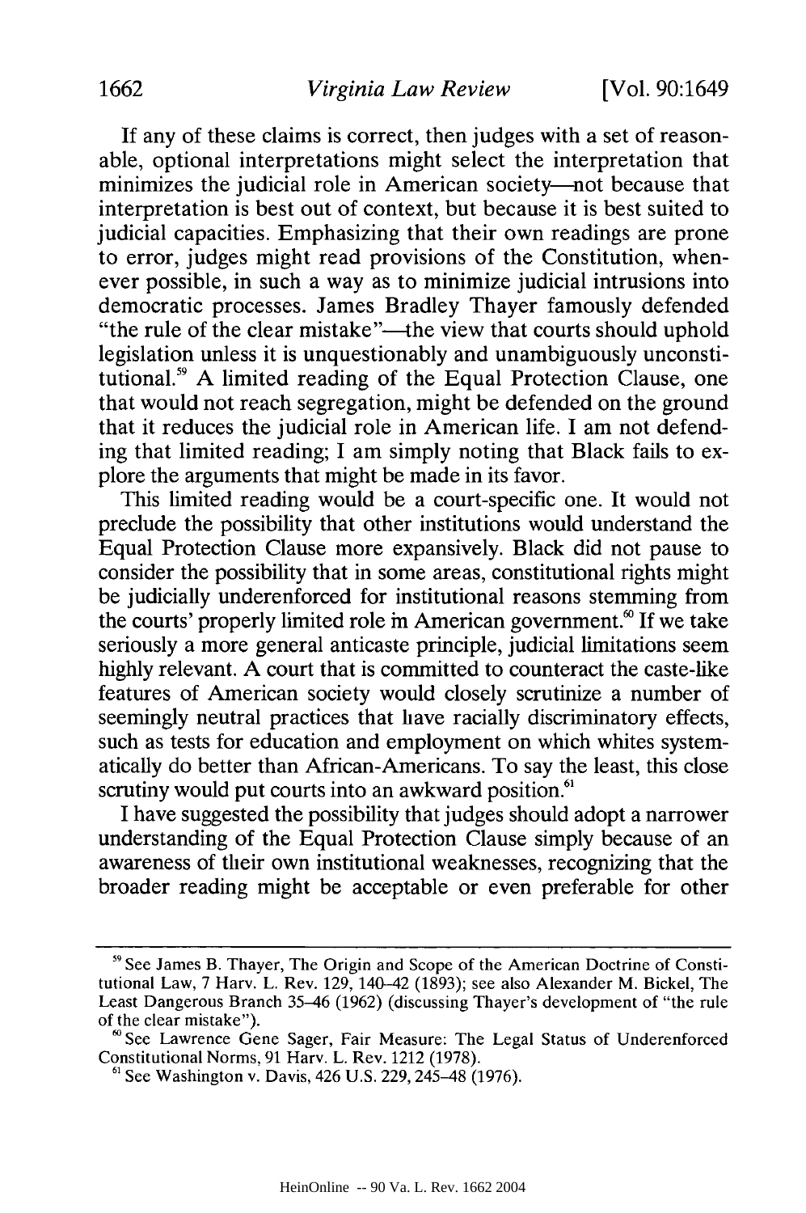If any of these claims is correct, then judges with a set of reasonable, optional interpretations might select the interpretation that minimizes the judicial role in American society—not because that interpretation is best out of context, but because it is best suited to judicial capacities. Emphasizing that their own readings are prone to error, judges might read provisions of the Constitution, whenever possible, in such a way as to minimize judicial intrusions into democratic processes. James Bradley Thayer famously defended "the rule of the clear mistake"—the view that courts should uphold legislation unless it is unquestionably and unambiguously unconstitutional.[59] A limited reading of the Equal Protection Clause, one that would not reach segregation, might be defended on the ground that it reduces the judicial role in American life. I am not defending that limited reading; I am simply noting that Black fails to explore the arguments that might be made in its favor.

This limited reading would be a court-specific one. It would not preclude the possibility that other institutions would understand the Equal Protection Clause more expansively. Black did not pause to consider the possibility that in some areas, constitutional rights might be judicially underenforced for institutional reasons stemming from the courts' properly limited role in American government.[60] If we take seriously a more general anticaste principle, judicial limitations seem highly relevant. A court that is committed to counteract the caste-like features of American society would closely scrutinize a number of seemingly neutral practices that have racially discriminatory effects, such as tests for education and employment on which whites systematically do better than African-Americans. To say the least, this close scrutiny would put courts into an awkward position.[61]

I have suggested the possibility that judges should adopt a narrower understanding of the Equal Protection Clause simply because of an awareness of their own institutional weaknesses, recognizing that the broader reading might be acceptable or even preferable for other

---

[59] See James B. Thayer, The Origin and Scope of the American Doctrine of Constitutional Law, 7 Harv. L. Rev. 129, 140–42 (1893); see also Alexander M. Bickel, The Least Dangerous Branch 35–46 (1962) (discussing Thayer's development of "the rule of the clear mistake").

[60] See Lawrence Gene Sager, Fair Measure: The Legal Status of Underenforced Constitutional Norms, 91 Harv. L. Rev. 1212 (1978).

[61] See Washington v. Davis, 426 U.S. 229, 245–48 (1976).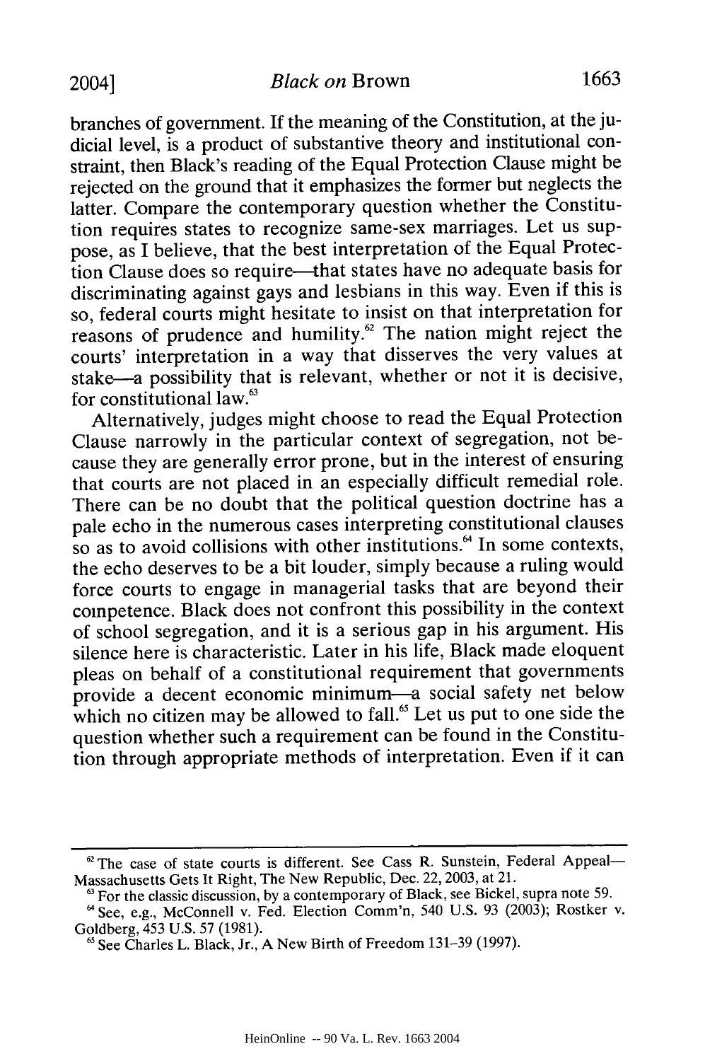branches of government. If the meaning of the Constitution, at the judicial level, is a product of substantive theory and institutional constraint, then Black's reading of the Equal Protection Clause might be rejected on the ground that it emphasizes the former but neglects the latter. Compare the contemporary question whether the Constitution requires states to recognize same-sex marriages. Let us suppose, as I believe, that the best interpretation of the Equal Protection Clause does so require—that states have no adequate basis for discriminating against gays and lesbians in this way. Even if this is so, federal courts might hesitate to insist on that interpretation for reasons of prudence and humility.[62] The nation might reject the courts' interpretation in a way that disserves the very values at stake—a possibility that is relevant, whether or not it is decisive, for constitutional law.[63]

Alternatively, judges might choose to read the Equal Protection Clause narrowly in the particular context of segregation, not because they are generally error prone, but in the interest of ensuring that courts are not placed in an especially difficult remedial role. There can be no doubt that the political question doctrine has a pale echo in the numerous cases interpreting constitutional clauses so as to avoid collisions with other institutions.[64] In some contexts, the echo deserves to be a bit louder, simply because a ruling would force courts to engage in managerial tasks that are beyond their competence. Black does not confront this possibility in the context of school segregation, and it is a serious gap in his argument. His silence here is characteristic. Later in his life, Black made eloquent pleas on behalf of a constitutional requirement that governments provide a decent economic minimum—a social safety net below which no citizen may be allowed to fall.[65] Let us put to one side the question whether such a requirement can be found in the Constitution through appropriate methods of interpretation. Even if it can

---

[62] The case of state courts is different. See Cass R. Sunstein, Federal Appeal—Massachusetts Gets It Right, The New Republic, Dec. 22, 2003, at 21.

[63] For the classic discussion, by a contemporary of Black, see Bickel, supra note 59.

[64] See, e.g., McConnell v. Fed. Election Comm'n, 540 U.S. 93 (2003); Rostker v. Goldberg, 453 U.S. 57 (1981).

[65] See Charles L. Black, Jr., A New Birth of Freedom 131–39 (1997).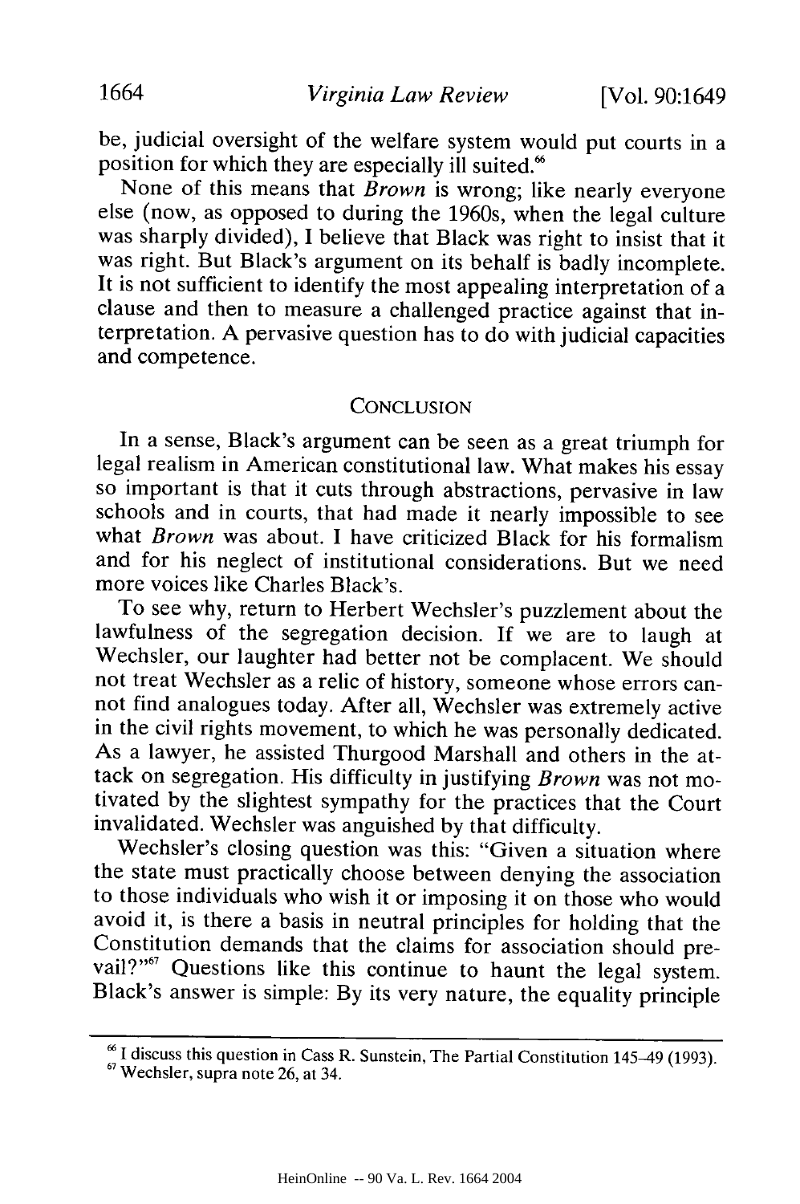be, judicial oversight of the welfare system would put courts in a position for which they are especially ill suited.[66]

None of this means that *Brown* is wrong; like nearly everyone else (now, as opposed to during the 1960s, when the legal culture was sharply divided), I believe that Black was right to insist that it was right. But Black's argument on its behalf is badly incomplete. It is not sufficient to identify the most appealing interpretation of a clause and then to measure a challenged practice against that interpretation. A pervasive question has to do with judicial capacities and competence.

## CONCLUSION

In a sense, Black's argument can be seen as a great triumph for legal realism in American constitutional law. What makes his essay so important is that it cuts through abstractions, pervasive in law schools and in courts, that had made it nearly impossible to see what *Brown* was about. I have criticized Black for his formalism and for his neglect of institutional considerations. But we need more voices like Charles Black's.

To see why, return to Herbert Wechsler's puzzlement about the lawfulness of the segregation decision. If we are to laugh at Wechsler, our laughter had better not be complacent. We should not treat Wechsler as a relic of history, someone whose errors cannot find analogues today. After all, Wechsler was extremely active in the civil rights movement, to which he was personally dedicated. As a lawyer, he assisted Thurgood Marshall and others in the attack on segregation. His difficulty in justifying *Brown* was not motivated by the slightest sympathy for the practices that the Court invalidated. Wechsler was anguished by that difficulty.

Wechsler's closing question was this: "Given a situation where the state must practically choose between denying the association to those individuals who wish it or imposing it on those who would avoid it, is there a basis in neutral principles for holding that the Constitution demands that the claims for association should prevail?"[67] Questions like this continue to haunt the legal system. Black's answer is simple: By its very nature, the equality principle

---

[66] I discuss this question in Cass R. Sunstein, The Partial Constitution 145–49 (1993).

[67] Wechsler, supra note 26, at 34.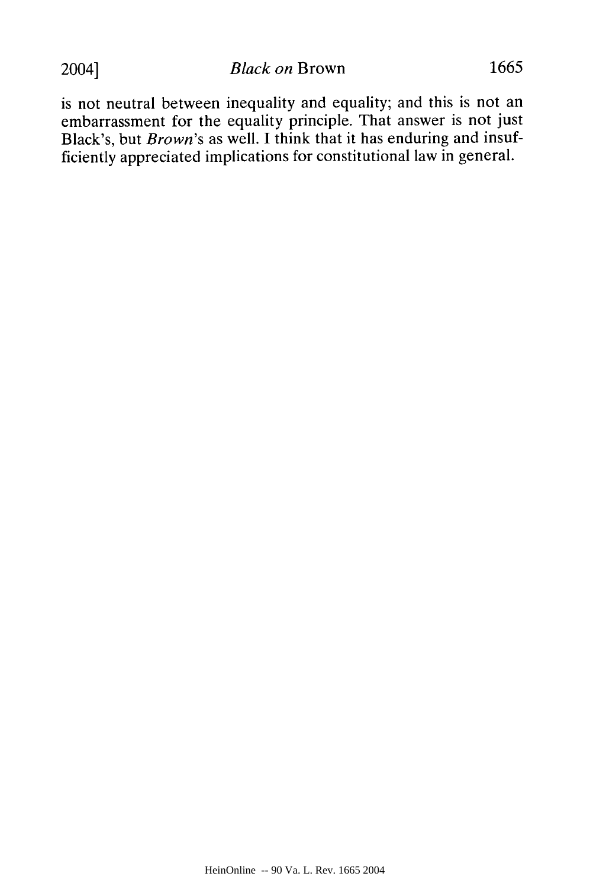is not neutral between inequality and equality; and this is not an embarrassment for the equality principle. That answer is not just Black's, but *Brown*'s as well. I think that it has enduring and insufficiently appreciated implications for constitutional law in general.